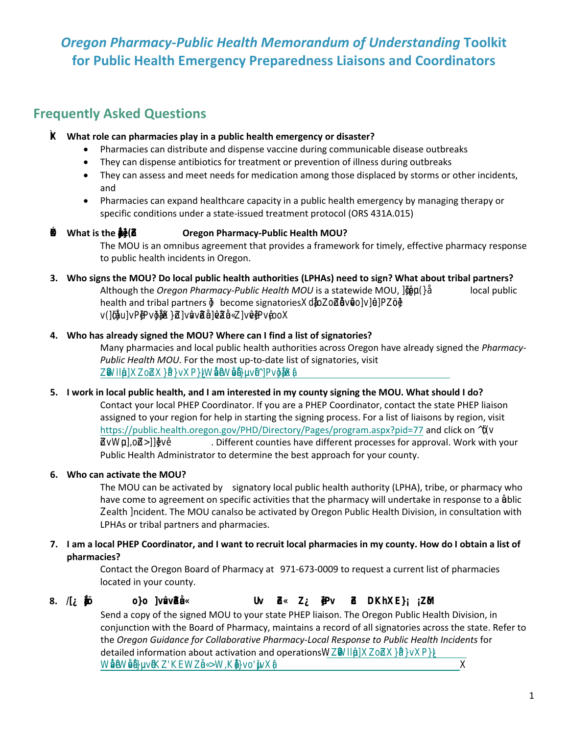# *Oregon Pharmacy-Public Health Memorandum of Understanding* Toolkit for Public Health Emergency Preparedness Liaisons and Coordinators

## Frequently Asked Questions

1. **What role can pharmacies play in a public health emergency or disaster?**
   - Pharmacies can distribute and dispense vaccine during communicable disease outbreaks
   - They can dispense antibiotics for treatment or prevention of illness during outbreaks
   - They can assess and meet needs for medication among those displaced by storms or other incidents, and
   - Pharmacies can expand healthcare capacity in a public health emergency by managing therapy or specific conditions under a state-issued treatment protocol (ORS 431A.015)

2. **What is the purpose of the Oregon Pharmacy-Public Health MOU?**

   The MOU is an omnibus agreement that provides a framework for timely, effective pharmacy response to public health incidents in Oregon.

3. **Who signs the MOU? Do local public health authorities (LPHAs) need to sign? What about tribal partners?**

   Although the *Oregon Pharmacy-Public Health MOU* is a statewide MOU, ]ŒÇŸµ(}å local public health and tribal partners ŷ become signatoriesX dåoZoZåvåo]v]éJZöè v(]Œu]vPŒvŷåX }Z]vavŒåŒ]éZå«Z]véPvåooX

4. **Who has already signed the MOU? Where can I find a list of signatories?**

   Many pharmacies and local public health authorities across Oregon have already signed the *Pharmacy-Public Health MOU*. For the most up-to-date list of signatories, visit ZŒllåŒ]XZoZX}å}vXP}¿WåWå}µvå^]PvåŒ]åXå

5. **I work in local public health, and I am interested in my county signing the MOU. What should I do?**

   Contact your local PHEP Coordinator. If you are a PHEP Coordinator, contact the state PHEP liaison assigned to your region for help in starting the signing process. For a list of liaisons by region, visit https://public.health.oregon.gov/PHD/Directory/Pages/program.aspx?pid=77 and click on ^(v ZvWµ],oZ>]]ŒvêX. Different counties have different processes for approval. Work with your Public Health Administrator to determine the best approach for your county.

6. **Who can activate the MOU?**

   The MOU can be activated by signatory local public health authority (LPHA), tribe, or pharmacy who have come to agreement on specific activities that the pharmacy will undertake in response to a public health incident. The MOU can also be activated by Oregon Public Health Division, in consultation with LPHAs or tribal partners and pharmacies.

7. **I am a local PHEP Coordinator, and I want to recruit local pharmacies in my county. How do I obtain a list of pharmacies?**

   Contact the Oregon Board of Pharmacy at 971-673-0009 to request a current list of pharmacies located in your county.

8. **/[¿ Œ o}o ]vŒåŒ« Uv Z« Z¿ ŒPv Z DKhXE}¡ ZM**

   Send a copy of the signed MOU to your state PHEP liaison. The Oregon Public Health Division, in conjunction with the Board of Pharmacy, maintains a record of all signatories across the state. Refer to the *Oregon Guidance for Collaborative Pharmacy-Local Response to Public Health Incidents* for detailed information about activation and operationsWZŒllåŒ]XZoZX}å}vXP}¿ WåWå}µvåKZ'KEWZå«Z>WZ,Kå}vo'µvX.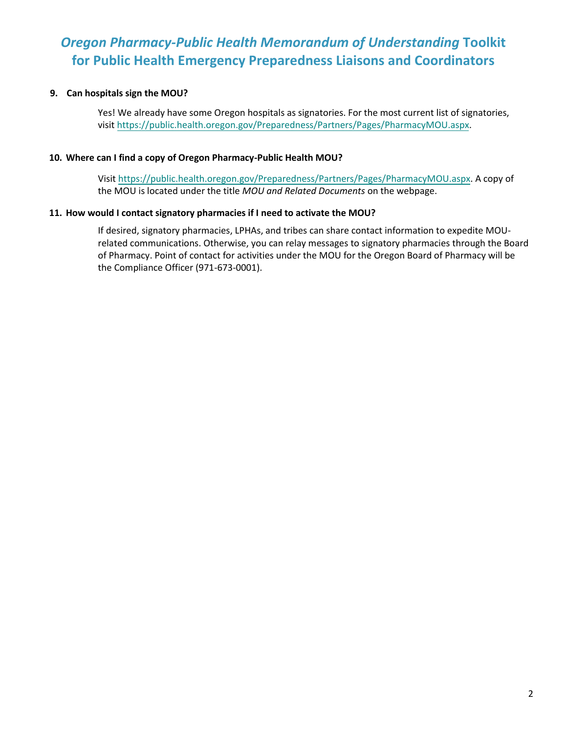# *Oregon Pharmacy-Public Health Memorandum of Understanding* Toolkit for Public Health Emergency Preparedness Liaisons and Coordinators

9. **Can hospitals sign the MOU?**

   Yes! We already have some Oregon hospitals as signatories. For the most current list of signatories, visit https://public.health.oregon.gov/Preparedness/Partners/Pages/PharmacyMOU.aspx.

10. **Where can I find a copy of Oregon Pharmacy-Public Health MOU?**

    Visit https://public.health.oregon.gov/Preparedness/Partners/Pages/PharmacyMOU.aspx. A copy of the MOU is located under the title *MOU and Related Documents* on the webpage.

11. **How would I contact signatory pharmacies if I need to activate the MOU?**

    If desired, signatory pharmacies, LPHAs, and tribes can share contact information to expedite MOU-related communications. Otherwise, you can relay messages to signatory pharmacies through the Board of Pharmacy. Point of contact for activities under the MOU for the Oregon Board of Pharmacy will be the Compliance Officer (971-673-0001).